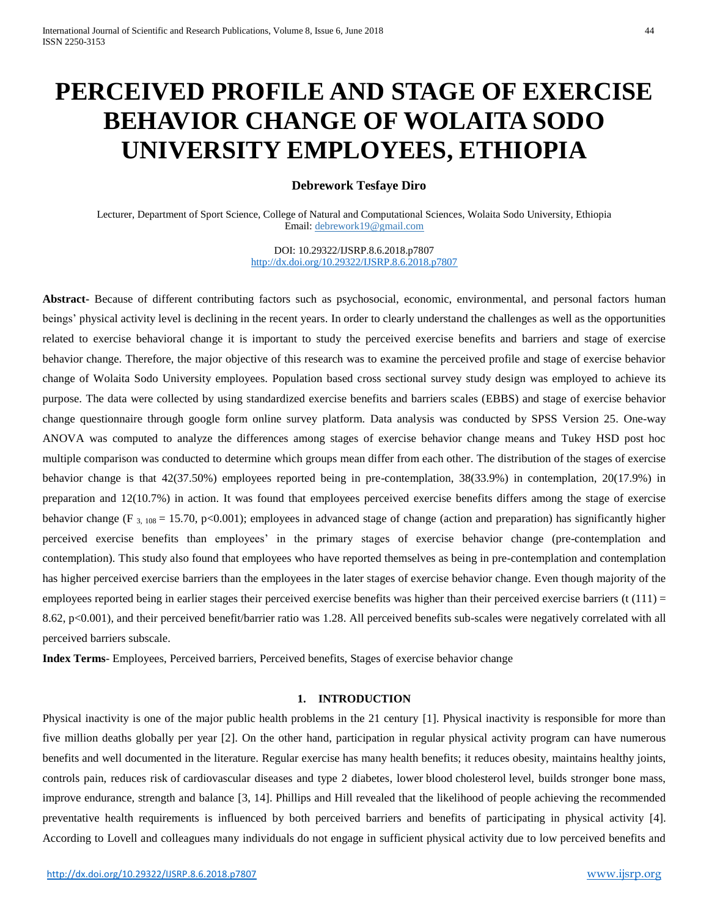# PERCEIVED PROFILE AND STAGE OF EXERCISE BEHAVIOR CHANGE OF WOLAITA SODO UNIVERSITY EMPLOYEES, ETHIOPIA

**Debrework Tesfaye Diro**

Lecturer, Department of Sport Science, College of Natural and Computational Sciences, Wolaita Sodo University, Ethiopia
Email: debrework19@gmail.com

DOI: 10.29322/IJSRP.8.6.2018.p7807
http://dx.doi.org/10.29322/IJSRP.8.6.2018.p7807

**Abstract-** Because of different contributing factors such as psychosocial, economic, environmental, and personal factors human beings' physical activity level is declining in the recent years. In order to clearly understand the challenges as well as the opportunities related to exercise behavioral change it is important to study the perceived exercise benefits and barriers and stage of exercise behavior change. Therefore, the major objective of this research was to examine the perceived profile and stage of exercise behavior change of Wolaita Sodo University employees. Population based cross sectional survey study design was employed to achieve its purpose. The data were collected by using standardized exercise benefits and barriers scales (EBBS) and stage of exercise behavior change questionnaire through google form online survey platform. Data analysis was conducted by SPSS Version 25. One-way ANOVA was computed to analyze the differences among stages of exercise behavior change means and Tukey HSD post hoc multiple comparison was conducted to determine which groups mean differ from each other. The distribution of the stages of exercise behavior change is that 42(37.50%) employees reported being in pre-contemplation, 38(33.9%) in contemplation, 20(17.9%) in preparation and 12(10.7%) in action. It was found that employees perceived exercise benefits differs among the stage of exercise behavior change ($F_{3, 108} = 15.70$, $p<0.001$); employees in advanced stage of change (action and preparation) has significantly higher perceived exercise benefits than employees' in the primary stages of exercise behavior change (pre-contemplation and contemplation). This study also found that employees who have reported themselves as being in pre-contemplation and contemplation has higher perceived exercise barriers than the employees in the later stages of exercise behavior change. Even though majority of the employees reported being in earlier stages their perceived exercise benefits was higher than their perceived exercise barriers ($t(111) = 8.62$, $p<0.001$), and their perceived benefit/barrier ratio was 1.28. All perceived benefits sub-scales were negatively correlated with all perceived barriers subscale.

**Index Terms**- Employees, Perceived barriers, Perceived benefits, Stages of exercise behavior change

## 1. INTRODUCTION

Physical inactivity is one of the major public health problems in the 21 century [1]. Physical inactivity is responsible for more than five million deaths globally per year [2]. On the other hand, participation in regular physical activity program can have numerous benefits and well documented in the literature. Regular exercise has many health benefits; it reduces obesity, maintains healthy joints, controls pain, reduces risk of cardiovascular diseases and type 2 diabetes, lower blood cholesterol level, builds stronger bone mass, improve endurance, strength and balance [3, 14]. Phillips and Hill revealed that the likelihood of people achieving the recommended preventative health requirements is influenced by both perceived barriers and benefits of participating in physical activity [4]. According to Lovell and colleagues many individuals do not engage in sufficient physical activity due to low perceived benefits and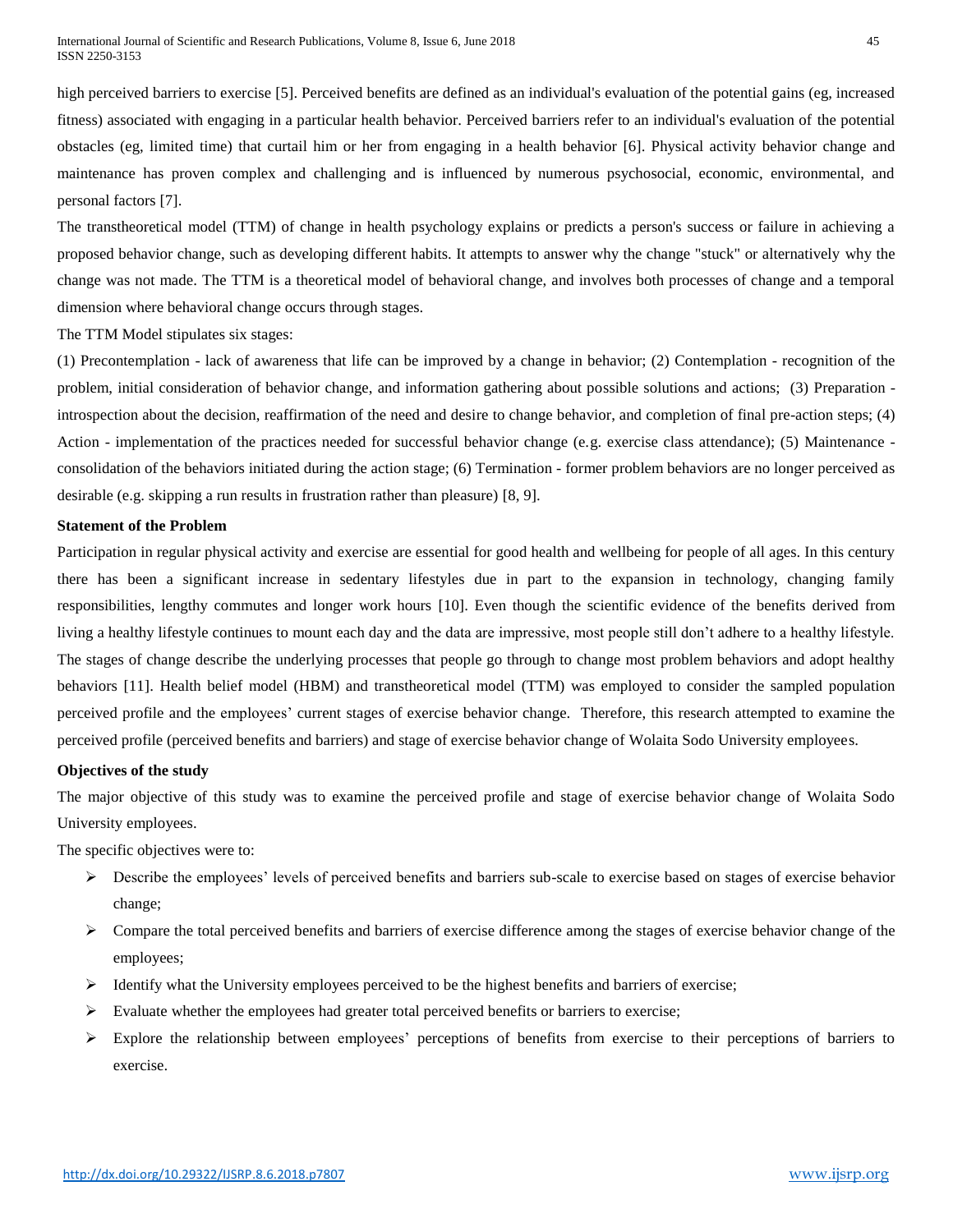high perceived barriers to exercise [5]. Perceived benefits are defined as an individual's evaluation of the potential gains (eg, increased fitness) associated with engaging in a particular health behavior. Perceived barriers refer to an individual's evaluation of the potential obstacles (eg, limited time) that curtail him or her from engaging in a health behavior [6]. Physical activity behavior change and maintenance has proven complex and challenging and is influenced by numerous psychosocial, economic, environmental, and personal factors [7].

The transtheoretical model (TTM) of change in health psychology explains or predicts a person's success or failure in achieving a proposed behavior change, such as developing different habits. It attempts to answer why the change "stuck" or alternatively why the change was not made. The TTM is a theoretical model of behavioral change, and involves both processes of change and a temporal dimension where behavioral change occurs through stages.

The TTM Model stipulates six stages:

(1) Precontemplation - lack of awareness that life can be improved by a change in behavior; (2) Contemplation - recognition of the problem, initial consideration of behavior change, and information gathering about possible solutions and actions; (3) Preparation - introspection about the decision, reaffirmation of the need and desire to change behavior, and completion of final pre-action steps; (4) Action - implementation of the practices needed for successful behavior change (e.g. exercise class attendance); (5) Maintenance - consolidation of the behaviors initiated during the action stage; (6) Termination - former problem behaviors are no longer perceived as desirable (e.g. skipping a run results in frustration rather than pleasure) [8, 9].

**Statement of the Problem**

Participation in regular physical activity and exercise are essential for good health and wellbeing for people of all ages. In this century there has been a significant increase in sedentary lifestyles due in part to the expansion in technology, changing family responsibilities, lengthy commutes and longer work hours [10]. Even though the scientific evidence of the benefits derived from living a healthy lifestyle continues to mount each day and the data are impressive, most people still don't adhere to a healthy lifestyle. The stages of change describe the underlying processes that people go through to change most problem behaviors and adopt healthy behaviors [11]. Health belief model (HBM) and transtheoretical model (TTM) was employed to consider the sampled population perceived profile and the employees' current stages of exercise behavior change. Therefore, this research attempted to examine the perceived profile (perceived benefits and barriers) and stage of exercise behavior change of Wolaita Sodo University employees.

**Objectives of the study**

The major objective of this study was to examine the perceived profile and stage of exercise behavior change of Wolaita Sodo University employees.

The specific objectives were to:

- Describe the employees' levels of perceived benefits and barriers sub-scale to exercise based on stages of exercise behavior change;
- Compare the total perceived benefits and barriers of exercise difference among the stages of exercise behavior change of the employees;
- Identify what the University employees perceived to be the highest benefits and barriers of exercise;
- Evaluate whether the employees had greater total perceived benefits or barriers to exercise;
- Explore the relationship between employees' perceptions of benefits from exercise to their perceptions of barriers to exercise.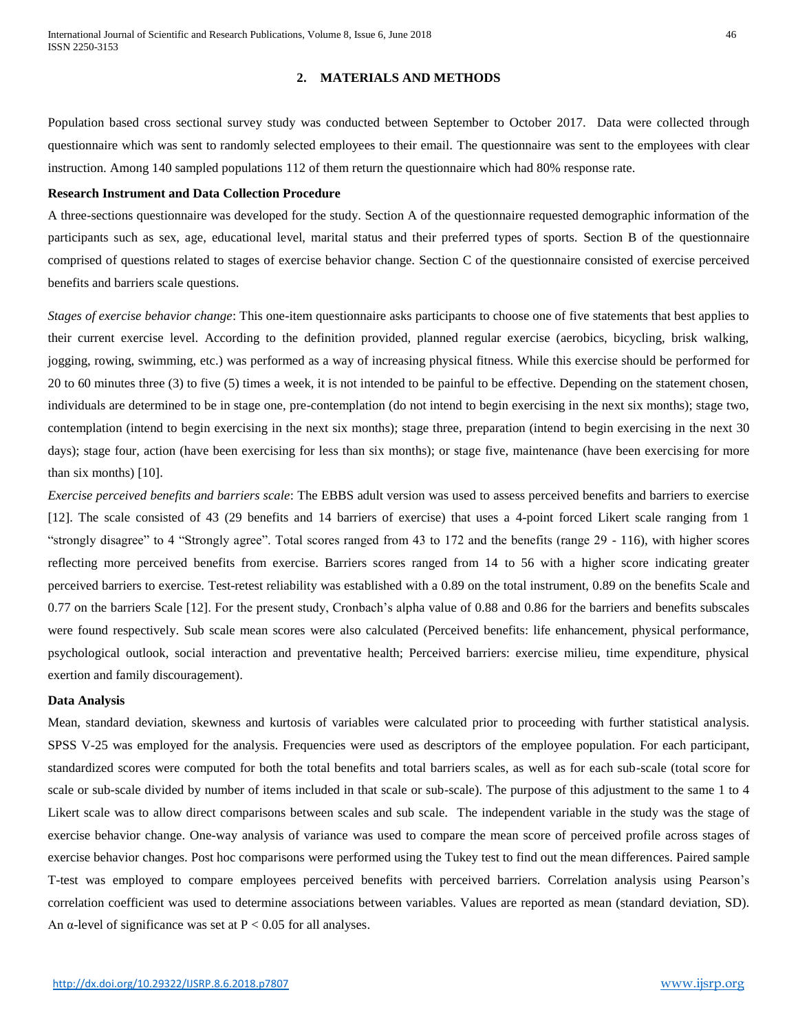## 2. MATERIALS AND METHODS

Population based cross sectional survey study was conducted between September to October 2017. Data were collected through questionnaire which was sent to randomly selected employees to their email. The questionnaire was sent to the employees with clear instruction. Among 140 sampled populations 112 of them return the questionnaire which had 80% response rate.

**Research Instrument and Data Collection Procedure**

A three-sections questionnaire was developed for the study. Section A of the questionnaire requested demographic information of the participants such as sex, age, educational level, marital status and their preferred types of sports. Section B of the questionnaire comprised of questions related to stages of exercise behavior change. Section C of the questionnaire consisted of exercise perceived benefits and barriers scale questions.

*Stages of exercise behavior change*: This one-item questionnaire asks participants to choose one of five statements that best applies to their current exercise level. According to the definition provided, planned regular exercise (aerobics, bicycling, brisk walking, jogging, rowing, swimming, etc.) was performed as a way of increasing physical fitness. While this exercise should be performed for 20 to 60 minutes three (3) to five (5) times a week, it is not intended to be painful to be effective. Depending on the statement chosen, individuals are determined to be in stage one, pre-contemplation (do not intend to begin exercising in the next six months); stage two, contemplation (intend to begin exercising in the next six months); stage three, preparation (intend to begin exercising in the next 30 days); stage four, action (have been exercising for less than six months); or stage five, maintenance (have been exercising for more than six months) [10].

*Exercise perceived benefits and barriers scale*: The EBBS adult version was used to assess perceived benefits and barriers to exercise [12]. The scale consisted of 43 (29 benefits and 14 barriers of exercise) that uses a 4-point forced Likert scale ranging from 1 "strongly disagree" to 4 "Strongly agree". Total scores ranged from 43 to 172 and the benefits (range 29 - 116), with higher scores reflecting more perceived benefits from exercise. Barriers scores ranged from 14 to 56 with a higher score indicating greater perceived barriers to exercise. Test-retest reliability was established with a 0.89 on the total instrument, 0.89 on the benefits Scale and 0.77 on the barriers Scale [12]. For the present study, Cronbach's alpha value of 0.88 and 0.86 for the barriers and benefits subscales were found respectively. Sub scale mean scores were also calculated (Perceived benefits: life enhancement, physical performance, psychological outlook, social interaction and preventative health; Perceived barriers: exercise milieu, time expenditure, physical exertion and family discouragement).

**Data Analysis**

Mean, standard deviation, skewness and kurtosis of variables were calculated prior to proceeding with further statistical analysis. SPSS V-25 was employed for the analysis. Frequencies were used as descriptors of the employee population. For each participant, standardized scores were computed for both the total benefits and total barriers scales, as well as for each sub-scale (total score for scale or sub-scale divided by number of items included in that scale or sub-scale). The purpose of this adjustment to the same 1 to 4 Likert scale was to allow direct comparisons between scales and sub scale. The independent variable in the study was the stage of exercise behavior change. One-way analysis of variance was used to compare the mean score of perceived profile across stages of exercise behavior changes. Post hoc comparisons were performed using the Tukey test to find out the mean differences. Paired sample T-test was employed to compare employees perceived benefits with perceived barriers. Correlation analysis using Pearson's correlation coefficient was used to determine associations between variables. Values are reported as mean (standard deviation, SD). An $\alpha$-level of significance was set at $P < 0.05$ for all analyses.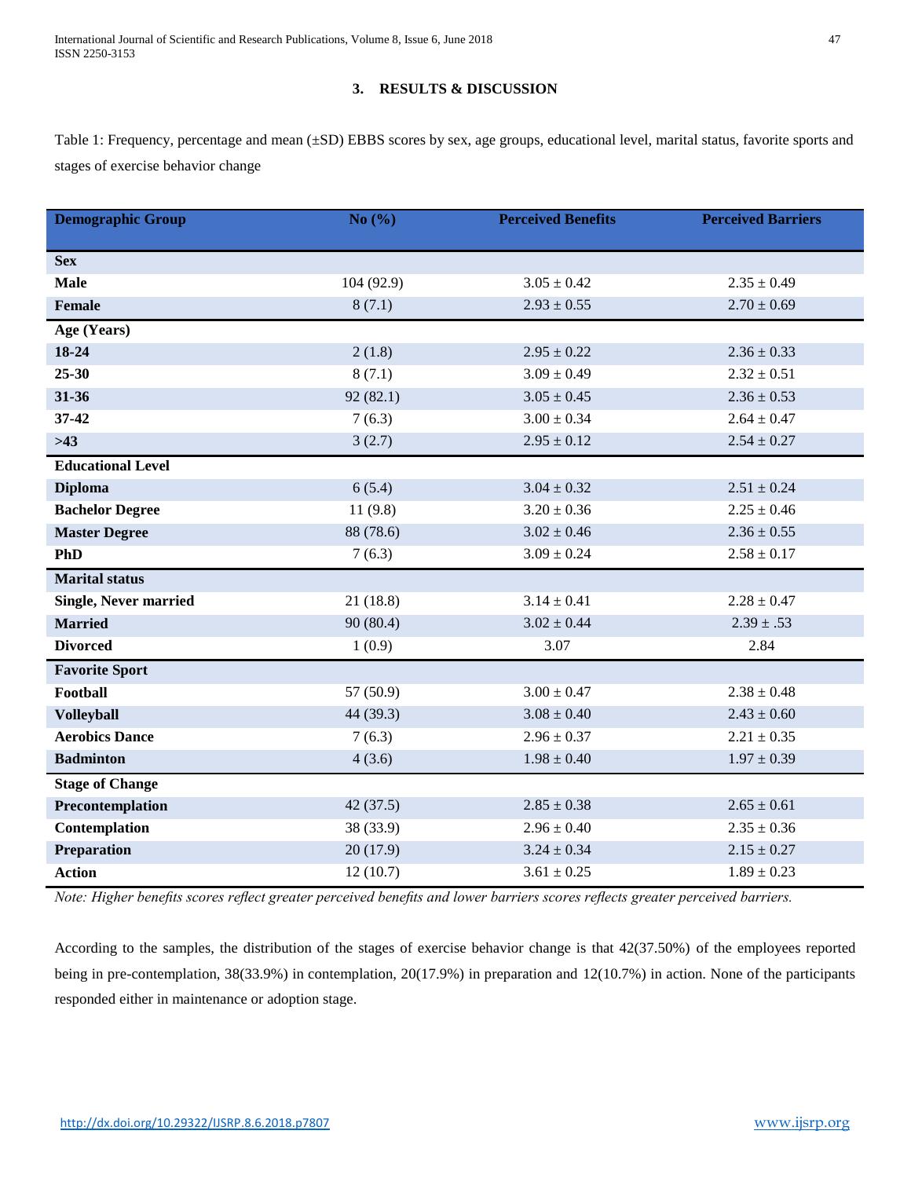## 3. RESULTS & DISCUSSION

Table 1: Frequency, percentage and mean (±SD) EBBS scores by sex, age groups, educational level, marital status, favorite sports and stages of exercise behavior change

| Demographic Group | No (%) | Perceived Benefits | Perceived Barriers |
|---|---|---|---|
| **Sex** | | | |
| **Male** | 104 (92.9) | 3.05 ± 0.42 | 2.35 ± 0.49 |
| **Female** | 8 (7.1) | 2.93 ± 0.55 | 2.70 ± 0.69 |
| **Age (Years)** | | | |
| **18-24** | 2 (1.8) | 2.95 ± 0.22 | 2.36 ± 0.33 |
| **25-30** | 8 (7.1) | 3.09 ± 0.49 | 2.32 ± 0.51 |
| **31-36** | 92 (82.1) | 3.05 ± 0.45 | 2.36 ± 0.53 |
| **37-42** | 7 (6.3) | 3.00 ± 0.34 | 2.64 ± 0.47 |
| **>43** | 3 (2.7) | 2.95 ± 0.12 | 2.54 ± 0.27 |
| **Educational Level** | | | |
| **Diploma** | 6 (5.4) | 3.04 ± 0.32 | 2.51 ± 0.24 |
| **Bachelor Degree** | 11 (9.8) | 3.20 ± 0.36 | 2.25 ± 0.46 |
| **Master Degree** | 88 (78.6) | 3.02 ± 0.46 | 2.36 ± 0.55 |
| **PhD** | 7 (6.3) | 3.09 ± 0.24 | 2.58 ± 0.17 |
| **Marital status** | | | |
| **Single, Never married** | 21 (18.8) | 3.14 ± 0.41 | 2.28 ± 0.47 |
| **Married** | 90 (80.4) | 3.02 ± 0.44 | 2.39 ± .53 |
| **Divorced** | 1 (0.9) | 3.07 | 2.84 |
| **Favorite Sport** | | | |
| **Football** | 57 (50.9) | 3.00 ± 0.47 | 2.38 ± 0.48 |
| **Volleyball** | 44 (39.3) | 3.08 ± 0.40 | 2.43 ± 0.60 |
| **Aerobics Dance** | 7 (6.3) | 2.96 ± 0.37 | 2.21 ± 0.35 |
| **Badminton** | 4 (3.6) | 1.98 ± 0.40 | 1.97 ± 0.39 |
| **Stage of Change** | | | |
| **Precontemplation** | 42 (37.5) | 2.85 ± 0.38 | 2.65 ± 0.61 |
| **Contemplation** | 38 (33.9) | 2.96 ± 0.40 | 2.35 ± 0.36 |
| **Preparation** | 20 (17.9) | 3.24 ± 0.34 | 2.15 ± 0.27 |
| **Action** | 12 (10.7) | 3.61 ± 0.25 | 1.89 ± 0.23 |

*Note: Higher benefits scores reflect greater perceived benefits and lower barriers scores reflects greater perceived barriers.*

According to the samples, the distribution of the stages of exercise behavior change is that 42(37.50%) of the employees reported being in pre-contemplation, 38(33.9%) in contemplation, 20(17.9%) in preparation and 12(10.7%) in action. None of the participants responded either in maintenance or adoption stage.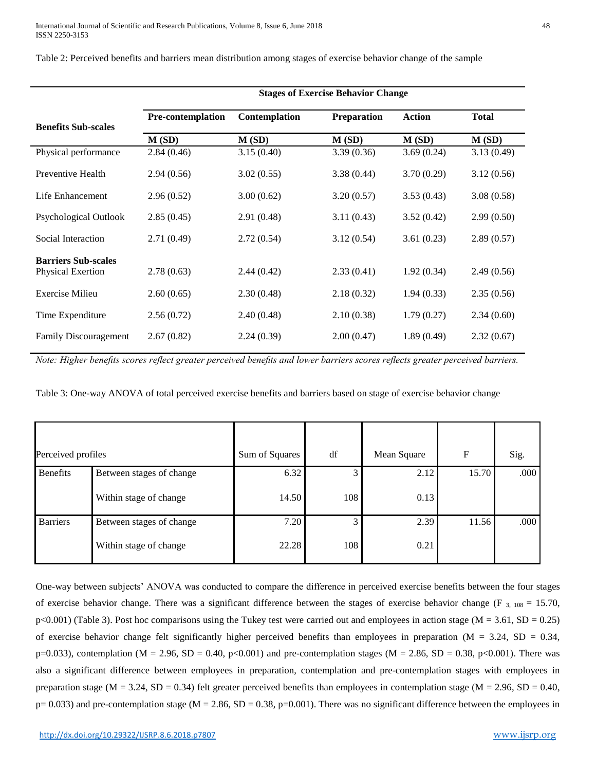Table 2: Perceived benefits and barriers mean distribution among stages of exercise behavior change of the sample

| | Stages of Exercise Behavior Change | | | | |
|---|---|---|---|---|---|
| **Benefits Sub-scales** | **Pre-contemplation** | **Contemplation** | **Preparation** | **Action** | **Total** |
| | **M (SD)** | **M (SD)** | **M (SD)** | **M (SD)** | **M (SD)** |
| Physical performance | 2.84 (0.46) | 3.15 (0.40) | 3.39 (0.36) | 3.69 (0.24) | 3.13 (0.49) |
| Preventive Health | 2.94 (0.56) | 3.02 (0.55) | 3.38 (0.44) | 3.70 (0.29) | 3.12 (0.56) |
| Life Enhancement | 2.96 (0.52) | 3.00 (0.62) | 3.20 (0.57) | 3.53 (0.43) | 3.08 (0.58) |
| Psychological Outlook | 2.85 (0.45) | 2.91 (0.48) | 3.11 (0.43) | 3.52 (0.42) | 2.99 (0.50) |
| Social Interaction | 2.71 (0.49) | 2.72 (0.54) | 3.12 (0.54) | 3.61 (0.23) | 2.89 (0.57) |
| **Barriers Sub-scales** | | | | | |
| Physical Exertion | 2.78 (0.63) | 2.44 (0.42) | 2.33 (0.41) | 1.92 (0.34) | 2.49 (0.56) |
| Exercise Milieu | 2.60 (0.65) | 2.30 (0.48) | 2.18 (0.32) | 1.94 (0.33) | 2.35 (0.56) |
| Time Expenditure | 2.56 (0.72) | 2.40 (0.48) | 2.10 (0.38) | 1.79 (0.27) | 2.34 (0.60) |
| Family Discouragement | 2.67 (0.82) | 2.24 (0.39) | 2.00 (0.47) | 1.89 (0.49) | 2.32 (0.67) |

*Note: Higher benefits scores reflect greater perceived benefits and lower barriers scores reflects greater perceived barriers.*

Table 3: One-way ANOVA of total perceived exercise benefits and barriers based on stage of exercise behavior change

| Perceived profiles | | Sum of Squares | df | Mean Square | F | Sig. |
|---|---|---|---|---|---|---|
| Benefits | Between stages of change | 6.32 | 3 | 2.12 | 15.70 | .000 |
| | Within stage of change | 14.50 | 108 | 0.13 | | |
| Barriers | Between stages of change | 7.20 | 3 | 2.39 | 11.56 | .000 |
| | Within stage of change | 22.28 | 108 | 0.21 | | |

One-way between subjects' ANOVA was conducted to compare the difference in perceived exercise benefits between the four stages of exercise behavior change. There was a significant difference between the stages of exercise behavior change ($F_{3,\ 108} = 15.70$, $p<0.001$) (Table 3). Post hoc comparisons using the Tukey test were carried out and employees in action stage ($M = 3.61$, $SD = 0.25$) of exercise behavior change felt significantly higher perceived benefits than employees in preparation ($M = 3.24$, $SD = 0.34$, $p=0.033$), contemplation ($M = 2.96$, $SD = 0.40$, $p<0.001$) and pre-contemplation stages ($M = 2.86$, $SD = 0.38$, $p<0.001$). There was also a significant difference between employees in preparation, contemplation and pre-contemplation stages with employees in preparation stage ($M = 3.24$, $SD = 0.34$) felt greater perceived benefits than employees in contemplation stage ($M = 2.96$, $SD = 0.40$, $p= 0.033$) and pre-contemplation stage ($M = 2.86$, $SD = 0.38$, $p=0.001$). There was no significant difference between the employees in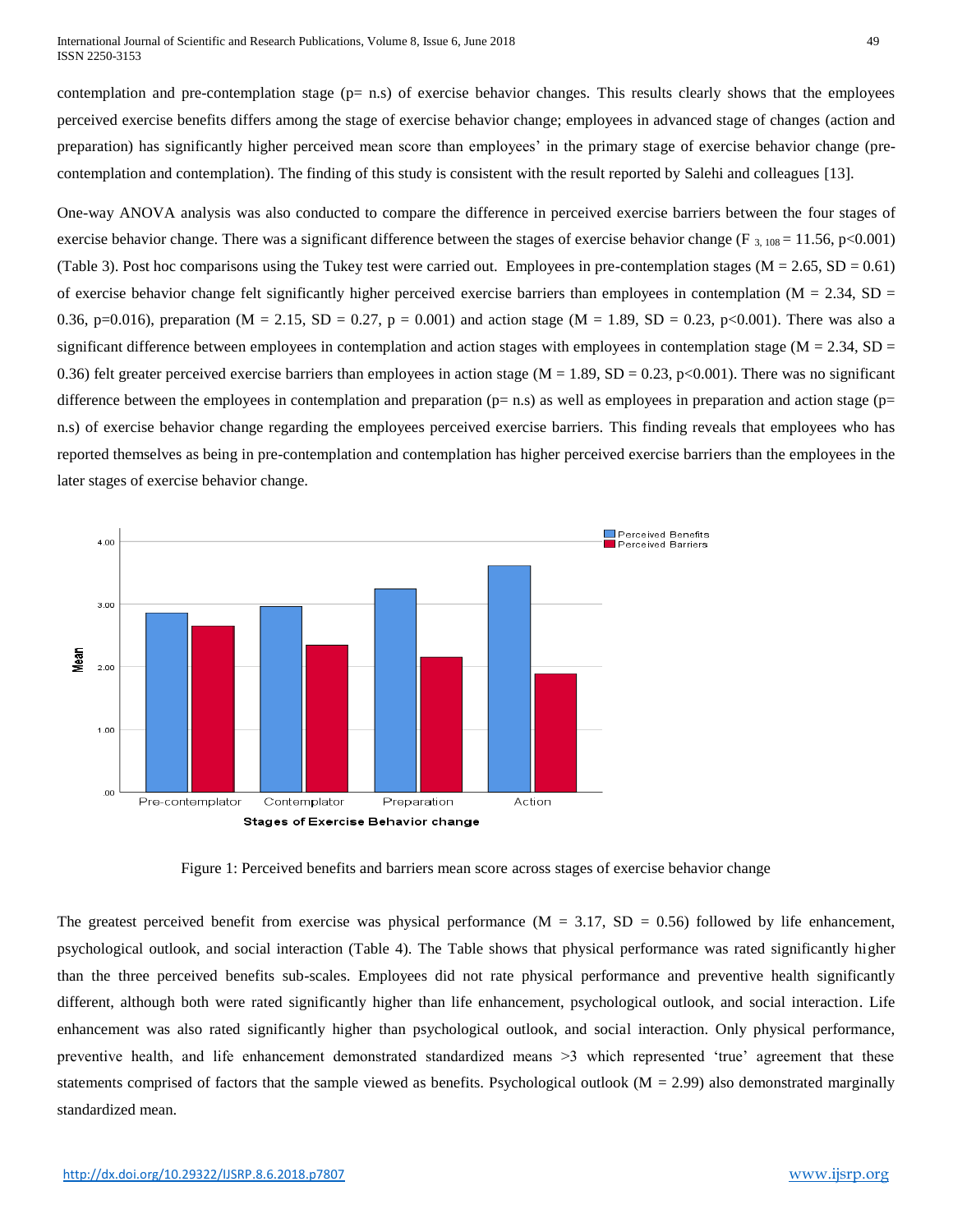contemplation and pre-contemplation stage (p= n.s) of exercise behavior changes. This results clearly shows that the employees perceived exercise benefits differs among the stage of exercise behavior change; employees in advanced stage of changes (action and preparation) has significantly higher perceived mean score than employees' in the primary stage of exercise behavior change (pre-contemplation and contemplation). The finding of this study is consistent with the result reported by Salehi and colleagues [13].

One-way ANOVA analysis was also conducted to compare the difference in perceived exercise barriers between the four stages of exercise behavior change. There was a significant difference between the stages of exercise behavior change ($F_{3, 108} = 11.56$, $p<0.001$) (Table 3). Post hoc comparisons using the Tukey test were carried out. Employees in pre-contemplation stages (M = 2.65, SD = 0.61) of exercise behavior change felt significantly higher perceived exercise barriers than employees in contemplation (M = 2.34, SD = 0.36, p=0.016), preparation (M = 2.15, SD = 0.27, p = 0.001) and action stage (M = 1.89, SD = 0.23, p<0.001). There was also a significant difference between employees in contemplation and action stages with employees in contemplation stage (M = 2.34, SD = 0.36) felt greater perceived exercise barriers than employees in action stage (M = 1.89, SD = 0.23, p<0.001). There was no significant difference between the employees in contemplation and preparation (p= n.s) as well as employees in preparation and action stage (p= n.s) of exercise behavior change regarding the employees perceived exercise barriers. This finding reveals that employees who has reported themselves as being in pre-contemplation and contemplation has higher perceived exercise barriers than the employees in the later stages of exercise behavior change.

Perceived Benefits
Perceived Barriers
Mean
4.00
3.00
2.00
1.00
.00
Pre-contemplator
Contemplator
Preparation
Action
Stages of Exercise Behavior change

Figure 1: Perceived benefits and barriers mean score across stages of exercise behavior change

The greatest perceived benefit from exercise was physical performance (M = 3.17, SD = 0.56) followed by life enhancement, psychological outlook, and social interaction (Table 4). The Table shows that physical performance was rated significantly higher than the three perceived benefits sub-scales. Employees did not rate physical performance and preventive health significantly different, although both were rated significantly higher than life enhancement, psychological outlook, and social interaction. Life enhancement was also rated significantly higher than psychological outlook, and social interaction. Only physical performance, preventive health, and life enhancement demonstrated standardized means >3 which represented 'true' agreement that these statements comprised of factors that the sample viewed as benefits. Psychological outlook (M = 2.99) also demonstrated marginally standardized mean.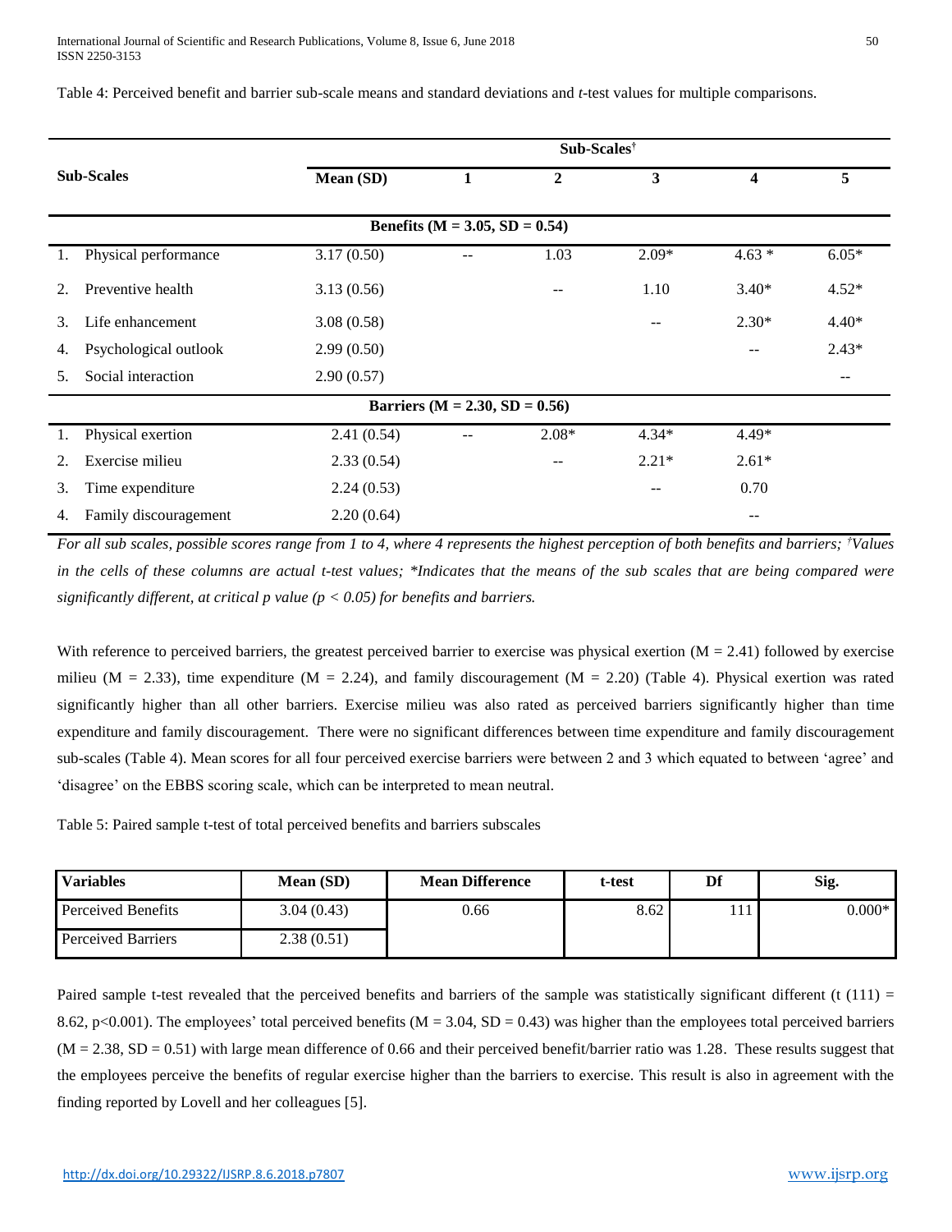Table 4: Perceived benefit and barrier sub-scale means and standard deviations and *t*-test values for multiple comparisons.

| Sub-Scales | | Sub-Scales† | | | | | |
|---|---|---|---|---|---|---|---|
| | | Mean (SD) | 1 | 2 | 3 | 4 | 5 |
| **Benefits (M = 3.05, SD = 0.54)** | | | | | | | |
| 1. | Physical performance | 3.17 (0.50) | -- | 1.03 | 2.09* | 4.63 * | 6.05* |
| 2. | Preventive health | 3.13 (0.56) | | -- | 1.10 | 3.40* | 4.52* |
| 3. | Life enhancement | 3.08 (0.58) | | | -- | 2.30* | 4.40* |
| 4. | Psychological outlook | 2.99 (0.50) | | | | -- | 2.43* |
| 5. | Social interaction | 2.90 (0.57) | | | | | -- |
| **Barriers (M = 2.30, SD = 0.56)** | | | | | | | |
| 1. | Physical exertion | 2.41 (0.54) | -- | 2.08* | 4.34* | 4.49* | |
| 2. | Exercise milieu | 2.33 (0.54) | | -- | 2.21* | 2.61* | |
| 3. | Time expenditure | 2.24 (0.53) | | | -- | 0.70 | |
| 4. | Family discouragement | 2.20 (0.64) | | | | -- | |

*For all sub scales, possible scores range from 1 to 4, where 4 represents the highest perception of both benefits and barriers; †Values in the cells of these columns are actual t-test values; \*Indicates that the means of the sub scales that are being compared were significantly different, at critical p value ($p < 0.05$) for benefits and barriers.*

With reference to perceived barriers, the greatest perceived barrier to exercise was physical exertion (M = 2.41) followed by exercise milieu (M = 2.33), time expenditure (M = 2.24), and family discouragement (M = 2.20) (Table 4). Physical exertion was rated significantly higher than all other barriers. Exercise milieu was also rated as perceived barriers significantly higher than time expenditure and family discouragement. There were no significant differences between time expenditure and family discouragement sub-scales (Table 4). Mean scores for all four perceived exercise barriers were between 2 and 3 which equated to between 'agree' and 'disagree' on the EBBS scoring scale, which can be interpreted to mean neutral.

Table 5: Paired sample t-test of total perceived benefits and barriers subscales

| Variables | Mean (SD) | Mean Difference | t-test | Df | Sig. |
|---|---|---|---|---|---|
| Perceived Benefits | 3.04 (0.43) | 0.66 | 8.62 | 111 | 0.000* |
| Perceived Barriers | 2.38 (0.51) | | | | |

Paired sample t-test revealed that the perceived benefits and barriers of the sample was statistically significant different ($t(111) = 8.62$, $p<0.001$). The employees' total perceived benefits (M = 3.04, SD = 0.43) was higher than the employees total perceived barriers (M = 2.38, SD = 0.51) with large mean difference of 0.66 and their perceived benefit/barrier ratio was 1.28. These results suggest that the employees perceive the benefits of regular exercise higher than the barriers to exercise. This result is also in agreement with the finding reported by Lovell and her colleagues [5].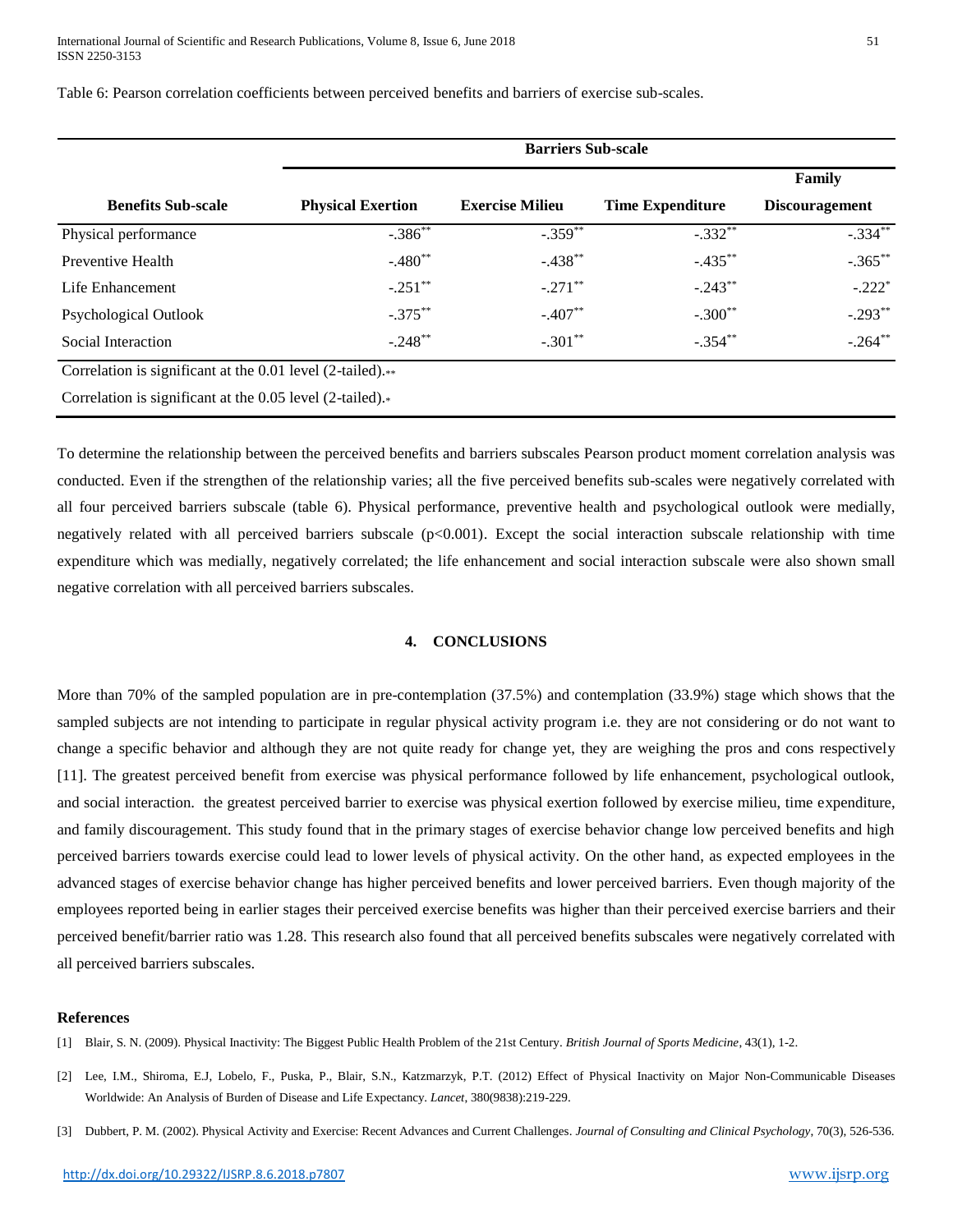Table 6: Pearson correlation coefficients between perceived benefits and barriers of exercise sub-scales.

| | Barriers Sub-scale | | | |
|---|---|---|---|---|
| **Benefits Sub-scale** | **Physical Exertion** | **Exercise Milieu** | **Time Expenditure** | **Family Discouragement** |
| Physical performance | -.386** | -.359** | -.332** | -.334** |
| Preventive Health | -.480** | -.438** | -.435** | -.365** |
| Life Enhancement | -.251** | -.271** | -.243** | -.222* |
| Psychological Outlook | -.375** | -.407** | -.300** | -.293** |
| Social Interaction | -.248** | -.301** | -.354** | -.264** |

Correlation is significant at the 0.01 level (2-tailed).**

Correlation is significant at the 0.05 level (2-tailed).*

To determine the relationship between the perceived benefits and barriers subscales Pearson product moment correlation analysis was conducted. Even if the strengthen of the relationship varies; all the five perceived benefits sub-scales were negatively correlated with all four perceived barriers subscale (table 6). Physical performance, preventive health and psychological outlook were medially, negatively related with all perceived barriers subscale ($p<0.001$). Except the social interaction subscale relationship with time expenditure which was medially, negatively correlated; the life enhancement and social interaction subscale were also shown small negative correlation with all perceived barriers subscales.

## 4. CONCLUSIONS

More than 70% of the sampled population are in pre-contemplation (37.5%) and contemplation (33.9%) stage which shows that the sampled subjects are not intending to participate in regular physical activity program i.e. they are not considering or do not want to change a specific behavior and although they are not quite ready for change yet, they are weighing the pros and cons respectively [11]. The greatest perceived benefit from exercise was physical performance followed by life enhancement, psychological outlook, and social interaction. the greatest perceived barrier to exercise was physical exertion followed by exercise milieu, time expenditure, and family discouragement. This study found that in the primary stages of exercise behavior change low perceived benefits and high perceived barriers towards exercise could lead to lower levels of physical activity. On the other hand, as expected employees in the advanced stages of exercise behavior change has higher perceived benefits and lower perceived barriers. Even though majority of the employees reported being in earlier stages their perceived exercise benefits was higher than their perceived exercise barriers and their perceived benefit/barrier ratio was 1.28. This research also found that all perceived benefits subscales were negatively correlated with all perceived barriers subscales.

### References

[1] Blair, S. N. (2009). Physical Inactivity: The Biggest Public Health Problem of the 21st Century. *British Journal of Sports Medicine*, 43(1), 1-2.

[2] Lee, I.M., Shiroma, E.J, Lobelo, F., Puska, P., Blair, S.N., Katzmarzyk, P.T. (2012) Effect of Physical Inactivity on Major Non-Communicable Diseases Worldwide: An Analysis of Burden of Disease and Life Expectancy. *Lancet*, 380(9838):219-229.

[3] Dubbert, P. M. (2002). Physical Activity and Exercise: Recent Advances and Current Challenges. *Journal of Consulting and Clinical Psychology*, 70(3), 526-536.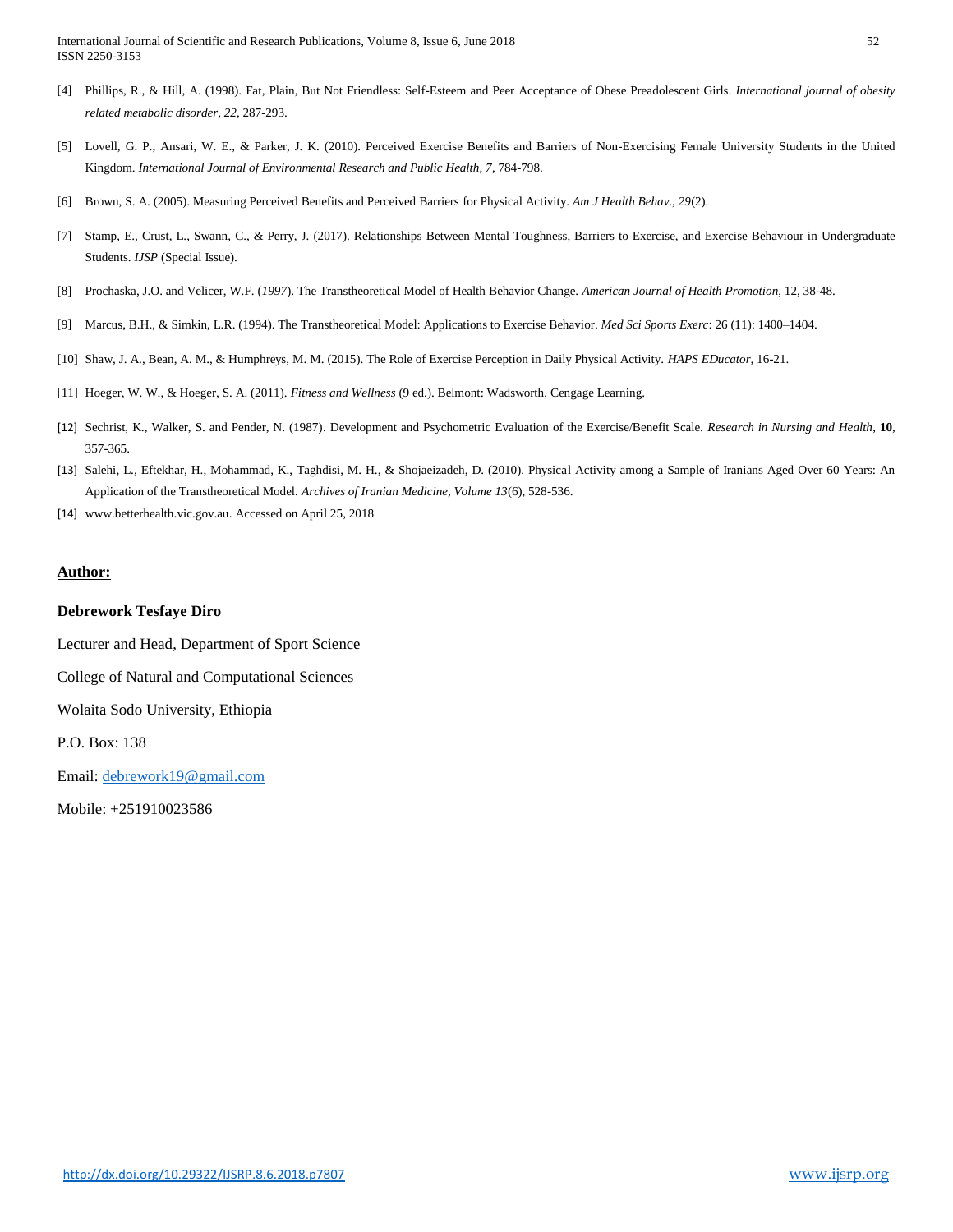[4] Phillips, R., & Hill, A. (1998). Fat, Plain, But Not Friendless: Self-Esteem and Peer Acceptance of Obese Preadolescent Girls. *International journal of obesity related metabolic disorder, 22*, 287-293.

[5] Lovell, G. P., Ansari, W. E., & Parker, J. K. (2010). Perceived Exercise Benefits and Barriers of Non-Exercising Female University Students in the United Kingdom. *International Journal of Environmental Research and Public Health, 7*, 784-798.

[6] Brown, S. A. (2005). Measuring Perceived Benefits and Perceived Barriers for Physical Activity. *Am J Health Behav., 29*(2).

[7] Stamp, E., Crust, L., Swann, C., & Perry, J. (2017). Relationships Between Mental Toughness, Barriers to Exercise, and Exercise Behaviour in Undergraduate Students. *IJSP* (Special Issue).

[8] Prochaska, J.O. and Velicer, W.F. (*1997*). The Transtheoretical Model of Health Behavior Change. *American Journal of Health Promotion*, 12, 38-48.

[9] Marcus, B.H., & Simkin, L.R. (1994). The Transtheoretical Model: Applications to Exercise Behavior. *Med Sci Sports Exerc*: 26 (11): 1400–1404.

[10] Shaw, J. A., Bean, A. M., & Humphreys, M. M. (2015). The Role of Exercise Perception in Daily Physical Activity. *HAPS EDucator*, 16-21.

[11] Hoeger, W. W., & Hoeger, S. A. (2011). *Fitness and Wellness* (9 ed.). Belmont: Wadsworth, Cengage Learning.

[12] Sechrist, K., Walker, S. and Pender, N. (1987). Development and Psychometric Evaluation of the Exercise/Benefit Scale. *Research in Nursing and Health*, **10**, 357-365.

[13] Salehi, L., Eftekhar, H., Mohammad, K., Taghdisi, M. H., & Shojaeizadeh, D. (2010). Physical Activity among a Sample of Iranians Aged Over 60 Years: An Application of the Transtheoretical Model. *Archives of Iranian Medicine, Volume 13*(6), 528-536.

[14] www.betterhealth.vic.gov.au. Accessed on April 25, 2018

**Author:**

**Debrework Tesfaye Diro**

Lecturer and Head, Department of Sport Science

College of Natural and Computational Sciences

Wolaita Sodo University, Ethiopia

P.O. Box: 138

Email: debrework19@gmail.com

Mobile: +251910023586

http://dx.doi.org/10.29322/IJSRP.8.6.2018.p7807